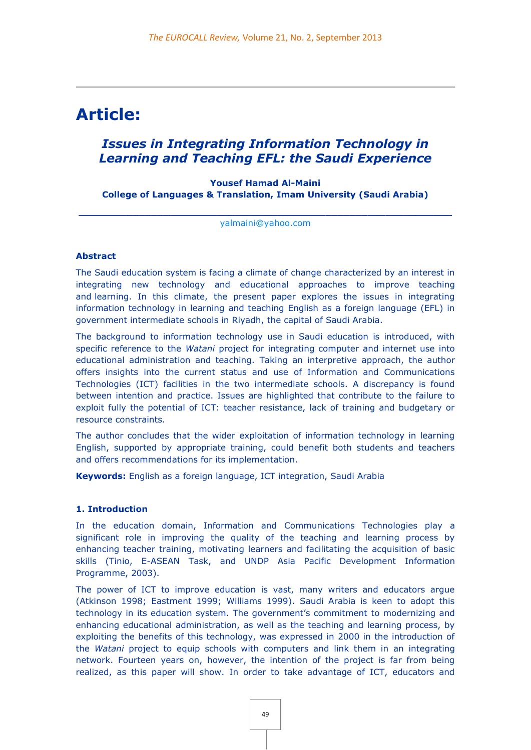# Article:

## *Issues in Integrating Information Technology in Learning and Teaching EFL: the Saudi Experience*

**Yousef Hamad Al-Maini**
**College of Languages & Translation, Imam University (Saudi Arabia)**

yalmaini@yahoo.com

### Abstract

The Saudi education system is facing a climate of change characterized by an interest in integrating new technology and educational approaches to improve teaching and learning. In this climate, the present paper explores the issues in integrating information technology in learning and teaching English as a foreign language (EFL) in government intermediate schools in Riyadh, the capital of Saudi Arabia.

The background to information technology use in Saudi education is introduced, with specific reference to the *Watani* project for integrating computer and internet use into educational administration and teaching. Taking an interpretive approach, the author offers insights into the current status and use of Information and Communications Technologies (ICT) facilities in the two intermediate schools. A discrepancy is found between intention and practice. Issues are highlighted that contribute to the failure to exploit fully the potential of ICT: teacher resistance, lack of training and budgetary or resource constraints.

The author concludes that the wider exploitation of information technology in learning English, supported by appropriate training, could benefit both students and teachers and offers recommendations for its implementation.

**Keywords:** English as a foreign language, ICT integration, Saudi Arabia

### 1. Introduction

In the education domain, Information and Communications Technologies play a significant role in improving the quality of the teaching and learning process by enhancing teacher training, motivating learners and facilitating the acquisition of basic skills (Tinio, E-ASEAN Task, and UNDP Asia Pacific Development Information Programme, 2003).

The power of ICT to improve education is vast, many writers and educators argue (Atkinson 1998; Eastment 1999; Williams 1999). Saudi Arabia is keen to adopt this technology in its education system. The government's commitment to modernizing and enhancing educational administration, as well as the teaching and learning process, by exploiting the benefits of this technology, was expressed in 2000 in the introduction of the *Watani* project to equip schools with computers and link them in an integrating network. Fourteen years on, however, the intention of the project is far from being realized, as this paper will show. In order to take advantage of ICT, educators and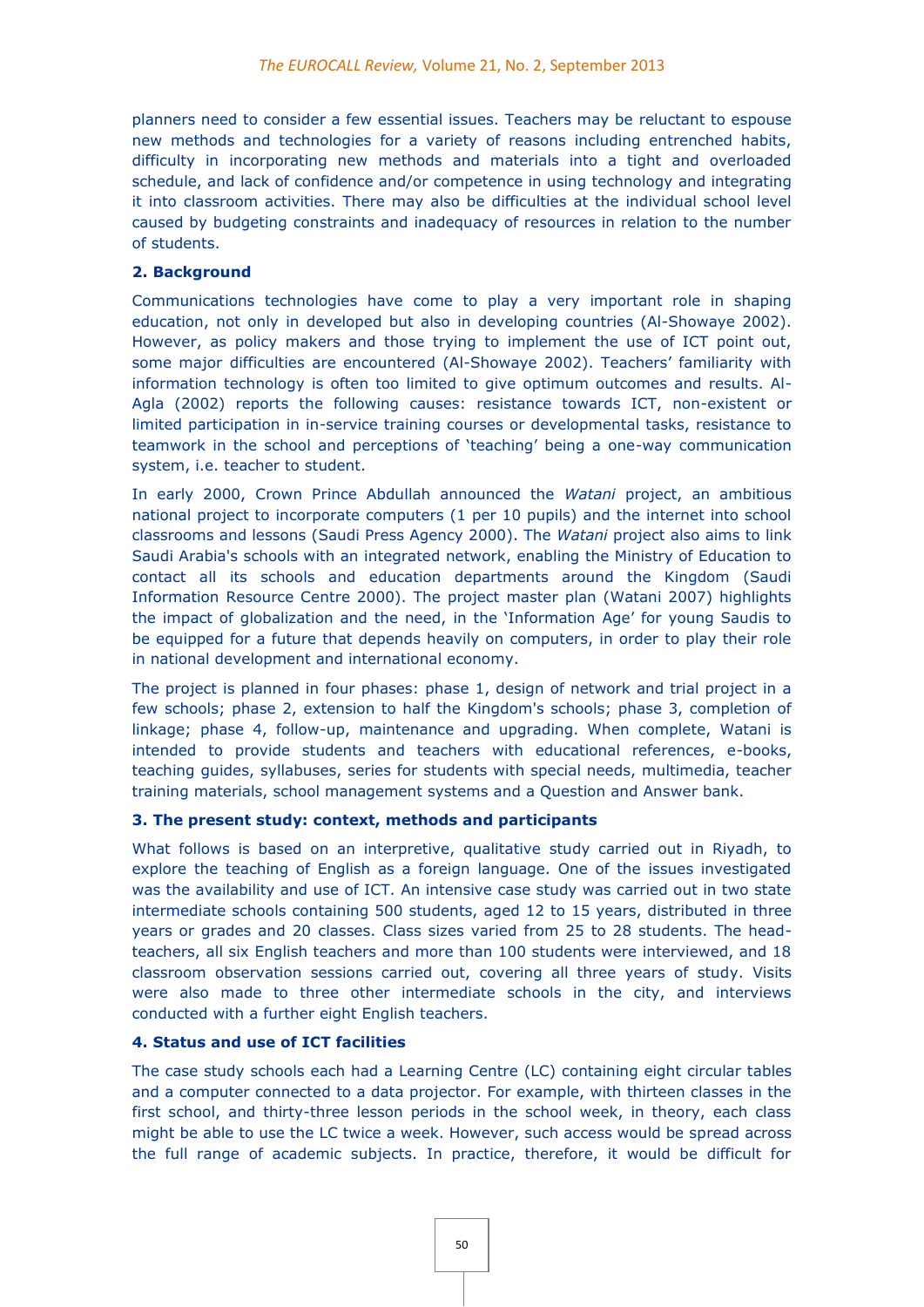planners need to consider a few essential issues. Teachers may be reluctant to espouse new methods and technologies for a variety of reasons including entrenched habits, difficulty in incorporating new methods and materials into a tight and overloaded schedule, and lack of confidence and/or competence in using technology and integrating it into classroom activities. There may also be difficulties at the individual school level caused by budgeting constraints and inadequacy of resources in relation to the number of students.

## 2. Background

Communications technologies have come to play a very important role in shaping education, not only in developed but also in developing countries (Al-Showaye 2002). However, as policy makers and those trying to implement the use of ICT point out, some major difficulties are encountered (Al-Showaye 2002). Teachers' familiarity with information technology is often too limited to give optimum outcomes and results. Al-Agla (2002) reports the following causes: resistance towards ICT, non-existent or limited participation in in-service training courses or developmental tasks, resistance to teamwork in the school and perceptions of 'teaching' being a one-way communication system, i.e. teacher to student.

In early 2000, Crown Prince Abdullah announced the *Watani* project, an ambitious national project to incorporate computers (1 per 10 pupils) and the internet into school classrooms and lessons (Saudi Press Agency 2000). The *Watani* project also aims to link Saudi Arabia's schools with an integrated network, enabling the Ministry of Education to contact all its schools and education departments around the Kingdom (Saudi Information Resource Centre 2000). The project master plan (Watani 2007) highlights the impact of globalization and the need, in the 'Information Age' for young Saudis to be equipped for a future that depends heavily on computers, in order to play their role in national development and international economy.

The project is planned in four phases: phase 1, design of network and trial project in a few schools; phase 2, extension to half the Kingdom's schools; phase 3, completion of linkage; phase 4, follow-up, maintenance and upgrading. When complete, Watani is intended to provide students and teachers with educational references, e-books, teaching guides, syllabuses, series for students with special needs, multimedia, teacher training materials, school management systems and a Question and Answer bank.

## 3. The present study: context, methods and participants

What follows is based on an interpretive, qualitative study carried out in Riyadh, to explore the teaching of English as a foreign language. One of the issues investigated was the availability and use of ICT. An intensive case study was carried out in two state intermediate schools containing 500 students, aged 12 to 15 years, distributed in three years or grades and 20 classes. Class sizes varied from 25 to 28 students. The head-teachers, all six English teachers and more than 100 students were interviewed, and 18 classroom observation sessions carried out, covering all three years of study. Visits were also made to three other intermediate schools in the city, and interviews conducted with a further eight English teachers.

## 4. Status and use of ICT facilities

The case study schools each had a Learning Centre (LC) containing eight circular tables and a computer connected to a data projector. For example, with thirteen classes in the first school, and thirty-three lesson periods in the school week, in theory, each class might be able to use the LC twice a week. However, such access would be spread across the full range of academic subjects. In practice, therefore, it would be difficult for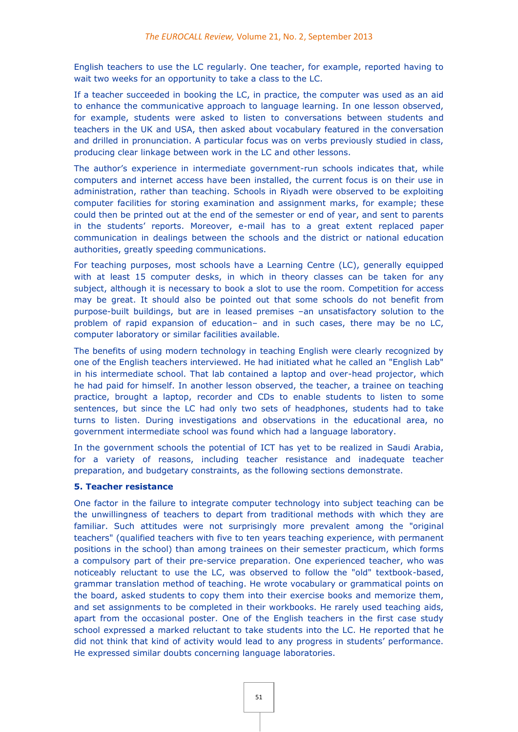English teachers to use the LC regularly. One teacher, for example, reported having to wait two weeks for an opportunity to take a class to the LC.

If a teacher succeeded in booking the LC, in practice, the computer was used as an aid to enhance the communicative approach to language learning. In one lesson observed, for example, students were asked to listen to conversations between students and teachers in the UK and USA, then asked about vocabulary featured in the conversation and drilled in pronunciation. A particular focus was on verbs previously studied in class, producing clear linkage between work in the LC and other lessons.

The author's experience in intermediate government-run schools indicates that, while computers and internet access have been installed, the current focus is on their use in administration, rather than teaching. Schools in Riyadh were observed to be exploiting computer facilities for storing examination and assignment marks, for example; these could then be printed out at the end of the semester or end of year, and sent to parents in the students' reports. Moreover, e-mail has to a great extent replaced paper communication in dealings between the schools and the district or national education authorities, greatly speeding communications.

For teaching purposes, most schools have a Learning Centre (LC), generally equipped with at least 15 computer desks, in which in theory classes can be taken for any subject, although it is necessary to book a slot to use the room. Competition for access may be great. It should also be pointed out that some schools do not benefit from purpose-built buildings, but are in leased premises –an unsatisfactory solution to the problem of rapid expansion of education– and in such cases, there may be no LC, computer laboratory or similar facilities available.

The benefits of using modern technology in teaching English were clearly recognized by one of the English teachers interviewed. He had initiated what he called an "English Lab" in his intermediate school. That lab contained a laptop and over-head projector, which he had paid for himself. In another lesson observed, the teacher, a trainee on teaching practice, brought a laptop, recorder and CDs to enable students to listen to some sentences, but since the LC had only two sets of headphones, students had to take turns to listen. During investigations and observations in the educational area, no government intermediate school was found which had a language laboratory.

In the government schools the potential of ICT has yet to be realized in Saudi Arabia, for a variety of reasons, including teacher resistance and inadequate teacher preparation, and budgetary constraints, as the following sections demonstrate.

### 5. Teacher resistance

One factor in the failure to integrate computer technology into subject teaching can be the unwillingness of teachers to depart from traditional methods with which they are familiar. Such attitudes were not surprisingly more prevalent among the "original teachers" (qualified teachers with five to ten years teaching experience, with permanent positions in the school) than among trainees on their semester practicum, which forms a compulsory part of their pre-service preparation. One experienced teacher, who was noticeably reluctant to use the LC, was observed to follow the "old" textbook-based, grammar translation method of teaching. He wrote vocabulary or grammatical points on the board, asked students to copy them into their exercise books and memorize them, and set assignments to be completed in their workbooks. He rarely used teaching aids, apart from the occasional poster. One of the English teachers in the first case study school expressed a marked reluctant to take students into the LC. He reported that he did not think that kind of activity would lead to any progress in students' performance. He expressed similar doubts concerning language laboratories.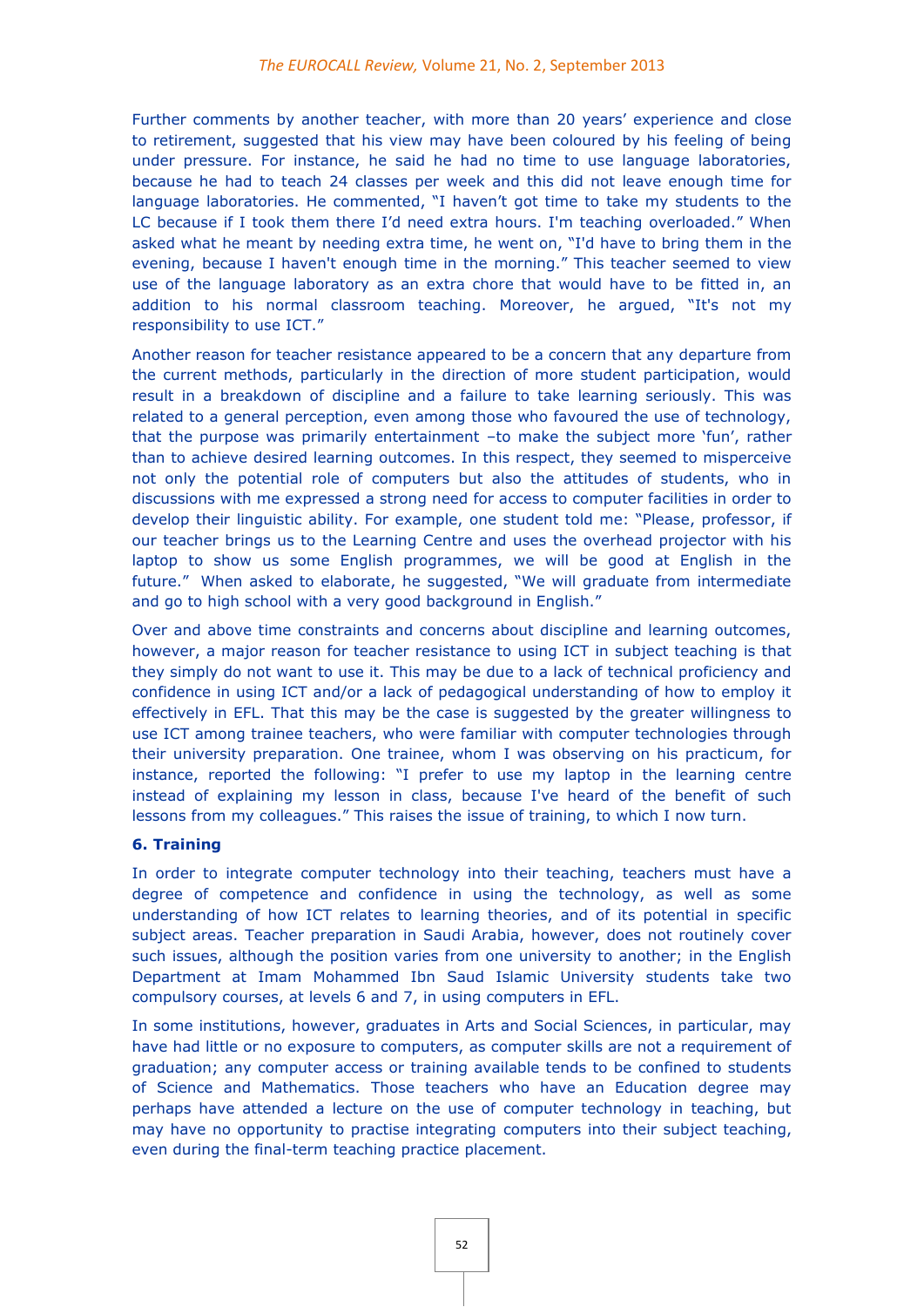Further comments by another teacher, with more than 20 years' experience and close to retirement, suggested that his view may have been coloured by his feeling of being under pressure. For instance, he said he had no time to use language laboratories, because he had to teach 24 classes per week and this did not leave enough time for language laboratories. He commented, "I haven't got time to take my students to the LC because if I took them there I'd need extra hours. I'm teaching overloaded." When asked what he meant by needing extra time, he went on, "I'd have to bring them in the evening, because I haven't enough time in the morning." This teacher seemed to view use of the language laboratory as an extra chore that would have to be fitted in, an addition to his normal classroom teaching. Moreover, he argued, "It's not my responsibility to use ICT."

Another reason for teacher resistance appeared to be a concern that any departure from the current methods, particularly in the direction of more student participation, would result in a breakdown of discipline and a failure to take learning seriously. This was related to a general perception, even among those who favoured the use of technology, that the purpose was primarily entertainment –to make the subject more 'fun', rather than to achieve desired learning outcomes. In this respect, they seemed to misperceive not only the potential role of computers but also the attitudes of students, who in discussions with me expressed a strong need for access to computer facilities in order to develop their linguistic ability. For example, one student told me: "Please, professor, if our teacher brings us to the Learning Centre and uses the overhead projector with his laptop to show us some English programmes, we will be good at English in the future." When asked to elaborate, he suggested, "We will graduate from intermediate and go to high school with a very good background in English."

Over and above time constraints and concerns about discipline and learning outcomes, however, a major reason for teacher resistance to using ICT in subject teaching is that they simply do not want to use it. This may be due to a lack of technical proficiency and confidence in using ICT and/or a lack of pedagogical understanding of how to employ it effectively in EFL. That this may be the case is suggested by the greater willingness to use ICT among trainee teachers, who were familiar with computer technologies through their university preparation. One trainee, whom I was observing on his practicum, for instance, reported the following: "I prefer to use my laptop in the learning centre instead of explaining my lesson in class, because I've heard of the benefit of such lessons from my colleagues." This raises the issue of training, to which I now turn.

### 6. Training

In order to integrate computer technology into their teaching, teachers must have a degree of competence and confidence in using the technology, as well as some understanding of how ICT relates to learning theories, and of its potential in specific subject areas. Teacher preparation in Saudi Arabia, however, does not routinely cover such issues, although the position varies from one university to another; in the English Department at Imam Mohammed Ibn Saud Islamic University students take two compulsory courses, at levels 6 and 7, in using computers in EFL.

In some institutions, however, graduates in Arts and Social Sciences, in particular, may have had little or no exposure to computers, as computer skills are not a requirement of graduation; any computer access or training available tends to be confined to students of Science and Mathematics. Those teachers who have an Education degree may perhaps have attended a lecture on the use of computer technology in teaching, but may have no opportunity to practise integrating computers into their subject teaching, even during the final-term teaching practice placement.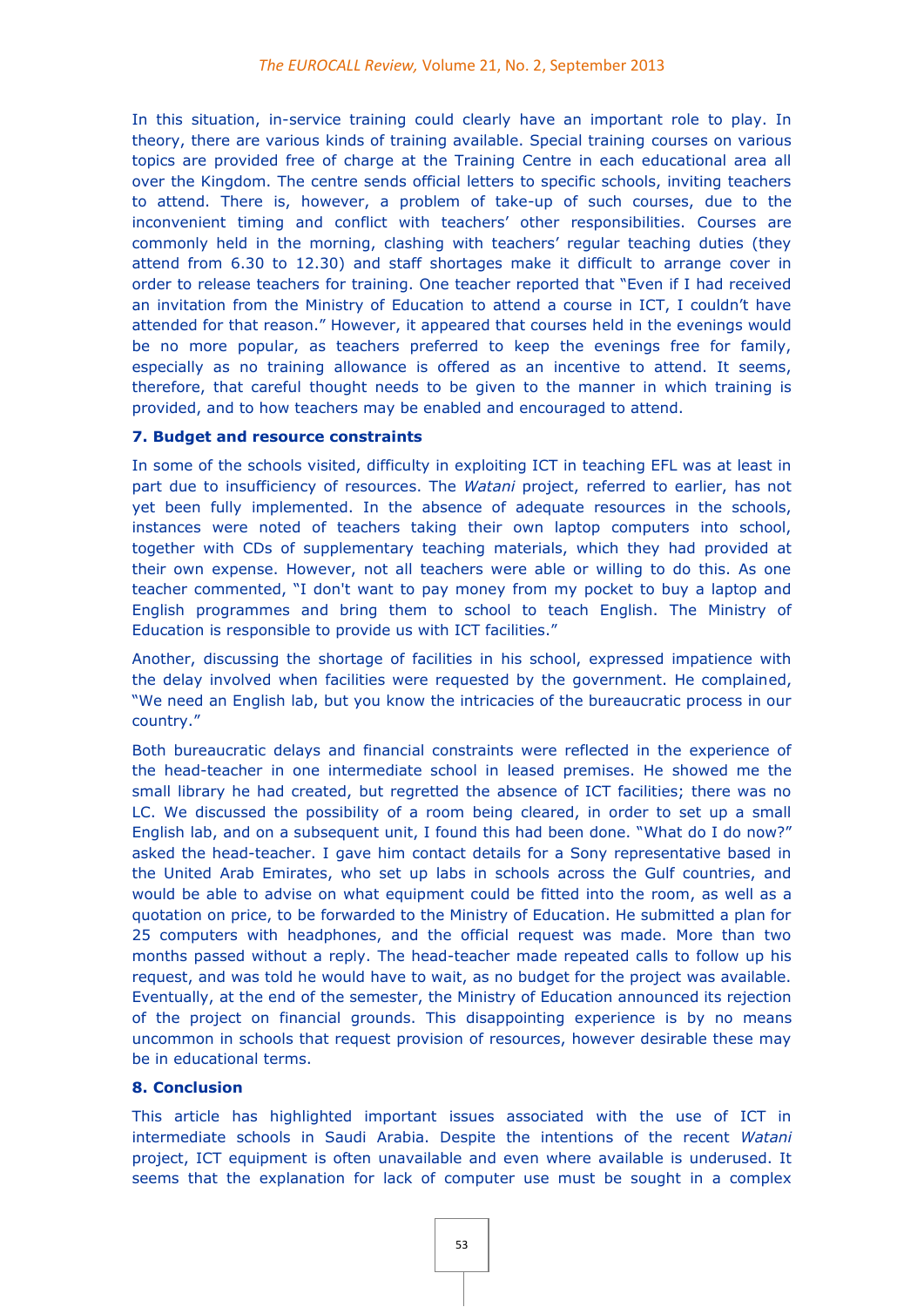In this situation, in-service training could clearly have an important role to play. In theory, there are various kinds of training available. Special training courses on various topics are provided free of charge at the Training Centre in each educational area all over the Kingdom. The centre sends official letters to specific schools, inviting teachers to attend. There is, however, a problem of take-up of such courses, due to the inconvenient timing and conflict with teachers' other responsibilities. Courses are commonly held in the morning, clashing with teachers' regular teaching duties (they attend from 6.30 to 12.30) and staff shortages make it difficult to arrange cover in order to release teachers for training. One teacher reported that "Even if I had received an invitation from the Ministry of Education to attend a course in ICT, I couldn't have attended for that reason." However, it appeared that courses held in the evenings would be no more popular, as teachers preferred to keep the evenings free for family, especially as no training allowance is offered as an incentive to attend. It seems, therefore, that careful thought needs to be given to the manner in which training is provided, and to how teachers may be enabled and encouraged to attend.

### 7. Budget and resource constraints

In some of the schools visited, difficulty in exploiting ICT in teaching EFL was at least in part due to insufficiency of resources. The *Watani* project, referred to earlier, has not yet been fully implemented. In the absence of adequate resources in the schools, instances were noted of teachers taking their own laptop computers into school, together with CDs of supplementary teaching materials, which they had provided at their own expense. However, not all teachers were able or willing to do this. As one teacher commented, "I don't want to pay money from my pocket to buy a laptop and English programmes and bring them to school to teach English. The Ministry of Education is responsible to provide us with ICT facilities."

Another, discussing the shortage of facilities in his school, expressed impatience with the delay involved when facilities were requested by the government. He complained, "We need an English lab, but you know the intricacies of the bureaucratic process in our country."

Both bureaucratic delays and financial constraints were reflected in the experience of the head-teacher in one intermediate school in leased premises. He showed me the small library he had created, but regretted the absence of ICT facilities; there was no LC. We discussed the possibility of a room being cleared, in order to set up a small English lab, and on a subsequent unit, I found this had been done. "What do I do now?" asked the head-teacher. I gave him contact details for a Sony representative based in the United Arab Emirates, who set up labs in schools across the Gulf countries, and would be able to advise on what equipment could be fitted into the room, as well as a quotation on price, to be forwarded to the Ministry of Education. He submitted a plan for 25 computers with headphones, and the official request was made. More than two months passed without a reply. The head-teacher made repeated calls to follow up his request, and was told he would have to wait, as no budget for the project was available. Eventually, at the end of the semester, the Ministry of Education announced its rejection of the project on financial grounds. This disappointing experience is by no means uncommon in schools that request provision of resources, however desirable these may be in educational terms.

### 8. Conclusion

This article has highlighted important issues associated with the use of ICT in intermediate schools in Saudi Arabia. Despite the intentions of the recent *Watani* project, ICT equipment is often unavailable and even where available is underused. It seems that the explanation for lack of computer use must be sought in a complex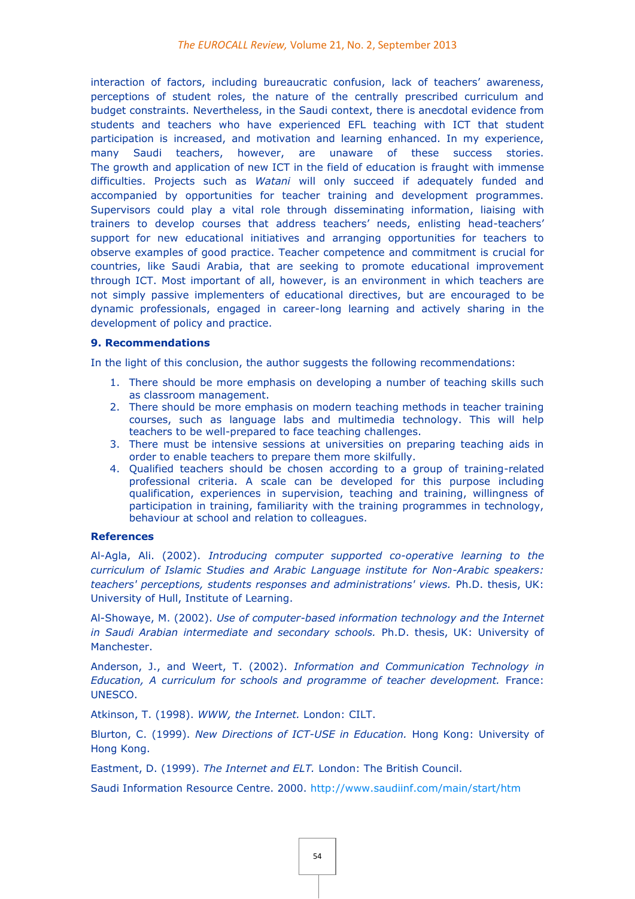interaction of factors, including bureaucratic confusion, lack of teachers' awareness, perceptions of student roles, the nature of the centrally prescribed curriculum and budget constraints. Nevertheless, in the Saudi context, there is anecdotal evidence from students and teachers who have experienced EFL teaching with ICT that student participation is increased, and motivation and learning enhanced. In my experience, many Saudi teachers, however, are unaware of these success stories. The growth and application of new ICT in the field of education is fraught with immense difficulties. Projects such as *Watani* will only succeed if adequately funded and accompanied by opportunities for teacher training and development programmes. Supervisors could play a vital role through disseminating information, liaising with trainers to develop courses that address teachers' needs, enlisting head-teachers' support for new educational initiatives and arranging opportunities for teachers to observe examples of good practice. Teacher competence and commitment is crucial for countries, like Saudi Arabia, that are seeking to promote educational improvement through ICT. Most important of all, however, is an environment in which teachers are not simply passive implementers of educational directives, but are encouraged to be dynamic professionals, engaged in career-long learning and actively sharing in the development of policy and practice.

### 9. Recommendations

In the light of this conclusion, the author suggests the following recommendations:

1. There should be more emphasis on developing a number of teaching skills such as classroom management.
2. There should be more emphasis on modern teaching methods in teacher training courses, such as language labs and multimedia technology. This will help teachers to be well-prepared to face teaching challenges.
3. There must be intensive sessions at universities on preparing teaching aids in order to enable teachers to prepare them more skilfully.
4. Qualified teachers should be chosen according to a group of training-related professional criteria. A scale can be developed for this purpose including qualification, experiences in supervision, teaching and training, willingness of participation in training, familiarity with the training programmes in technology, behaviour at school and relation to colleagues.

### References

Al-Agla, Ali. (2002). *Introducing computer supported co-operative learning to the curriculum of Islamic Studies and Arabic Language institute for Non-Arabic speakers: teachers' perceptions, students responses and administrations' views.* Ph.D. thesis, UK: University of Hull, Institute of Learning.

Al-Showaye, M. (2002). *Use of computer-based information technology and the Internet in Saudi Arabian intermediate and secondary schools.* Ph.D. thesis, UK: University of Manchester.

Anderson, J., and Weert, T. (2002). *Information and Communication Technology in Education, A curriculum for schools and programme of teacher development.* France: UNESCO.

Atkinson, T. (1998). *WWW, the Internet.* London: CILT.

Blurton, C. (1999). *New Directions of ICT-USE in Education.* Hong Kong: University of Hong Kong.

Eastment, D. (1999). *The Internet and ELT.* London: The British Council.

Saudi Information Resource Centre. 2000. http://www.saudiinf.com/main/start/htm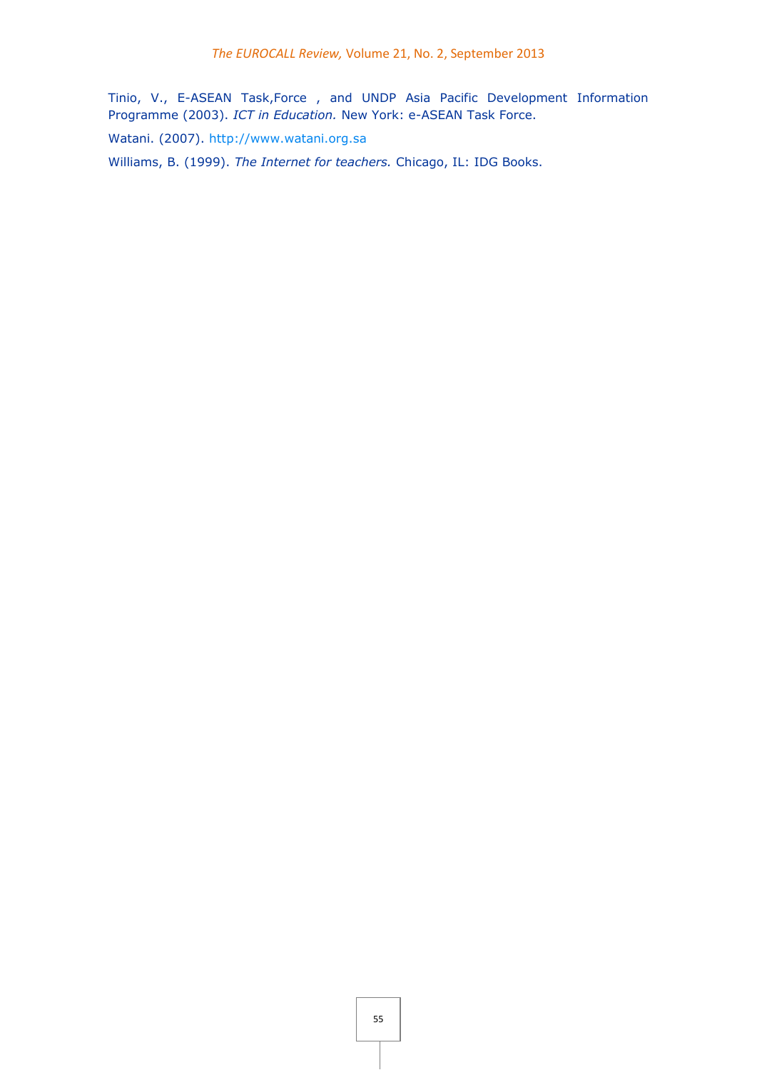Tinio, V., E-ASEAN Task,Force , and UNDP Asia Pacific Development Information Programme (2003). *ICT in Education.* New York: e-ASEAN Task Force.

Watani. (2007). http://www.watani.org.sa

Williams, B. (1999). *The Internet for teachers.* Chicago, IL: IDG Books.